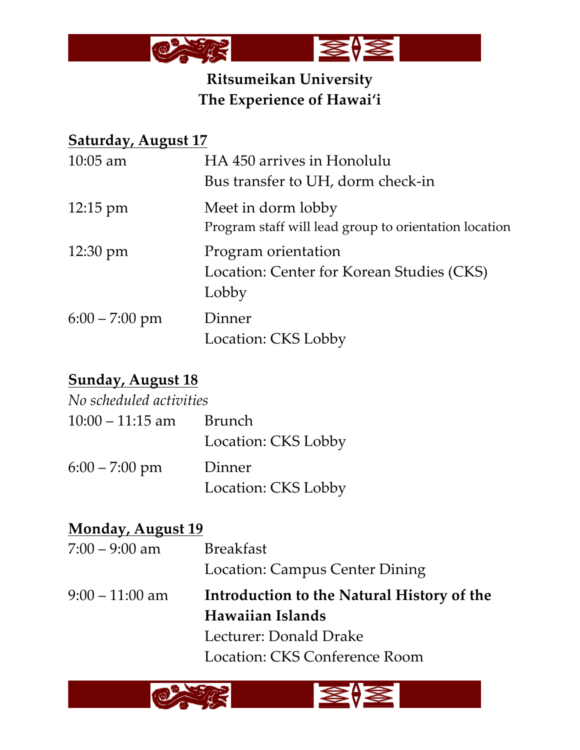**Ritsumeikan University**
**The Experience of Hawaiʻi**

## Saturday, August 17

| | |
|---|---|
| 10:05 am | HA 450 arrives in Honolulu<br>Bus transfer to UH, dorm check-in |
| 12:15 pm | Meet in dorm lobby<br>Program staff will lead group to orientation location |
| 12:30 pm | Program orientation<br>Location: Center for Korean Studies (CKS) Lobby |
| 6:00 – 7:00 pm | Dinner<br>Location: CKS Lobby |

## Sunday, August 18

*No scheduled activities*

| | |
|---|---|
| 10:00 – 11:15 am | Brunch<br>Location: CKS Lobby |
| 6:00 – 7:00 pm | Dinner<br>Location: CKS Lobby |

## Monday, August 19

| | |
|---|---|
| 7:00 – 9:00 am | Breakfast<br>Location: Campus Center Dining |
| 9:00 – 11:00 am | **Introduction to the Natural History of the Hawaiian Islands**<br>Lecturer: Donald Drake<br>Location: CKS Conference Room |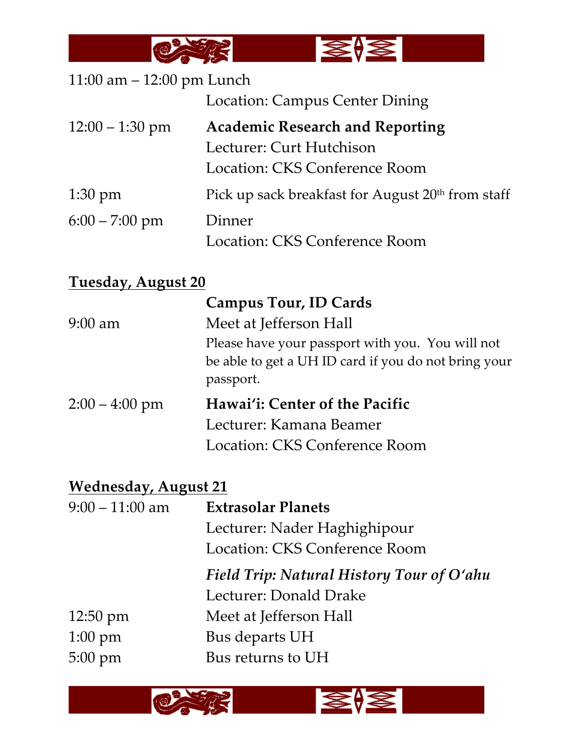11:00 am – 12:00 pm Lunch
Location: Campus Center Dining

12:00 – 1:30 pm **Academic Research and Reporting**
Lecturer: Curt Hutchison
Location: CKS Conference Room

1:30 pm Pick up sack breakfast for August 20th from staff

6:00 – 7:00 pm Dinner
Location: CKS Conference Room

## Tuesday, August 20

**Campus Tour, ID Cards**

9:00 am Meet at Jefferson Hall
Please have your passport with you. You will not be able to get a UH ID card if you do not bring your passport.

2:00 – 4:00 pm **Hawaiʻi: Center of the Pacific**
Lecturer: Kamana Beamer
Location: CKS Conference Room

## Wednesday, August 21

9:00 – 11:00 am **Extrasolar Planets**
Lecturer: Nader Haghighipour
Location: CKS Conference Room

***Field Trip: Natural History Tour of Oʻahu***
Lecturer: Donald Drake

12:50 pm Meet at Jefferson Hall
1:00 pm Bus departs UH
5:00 pm Bus returns to UH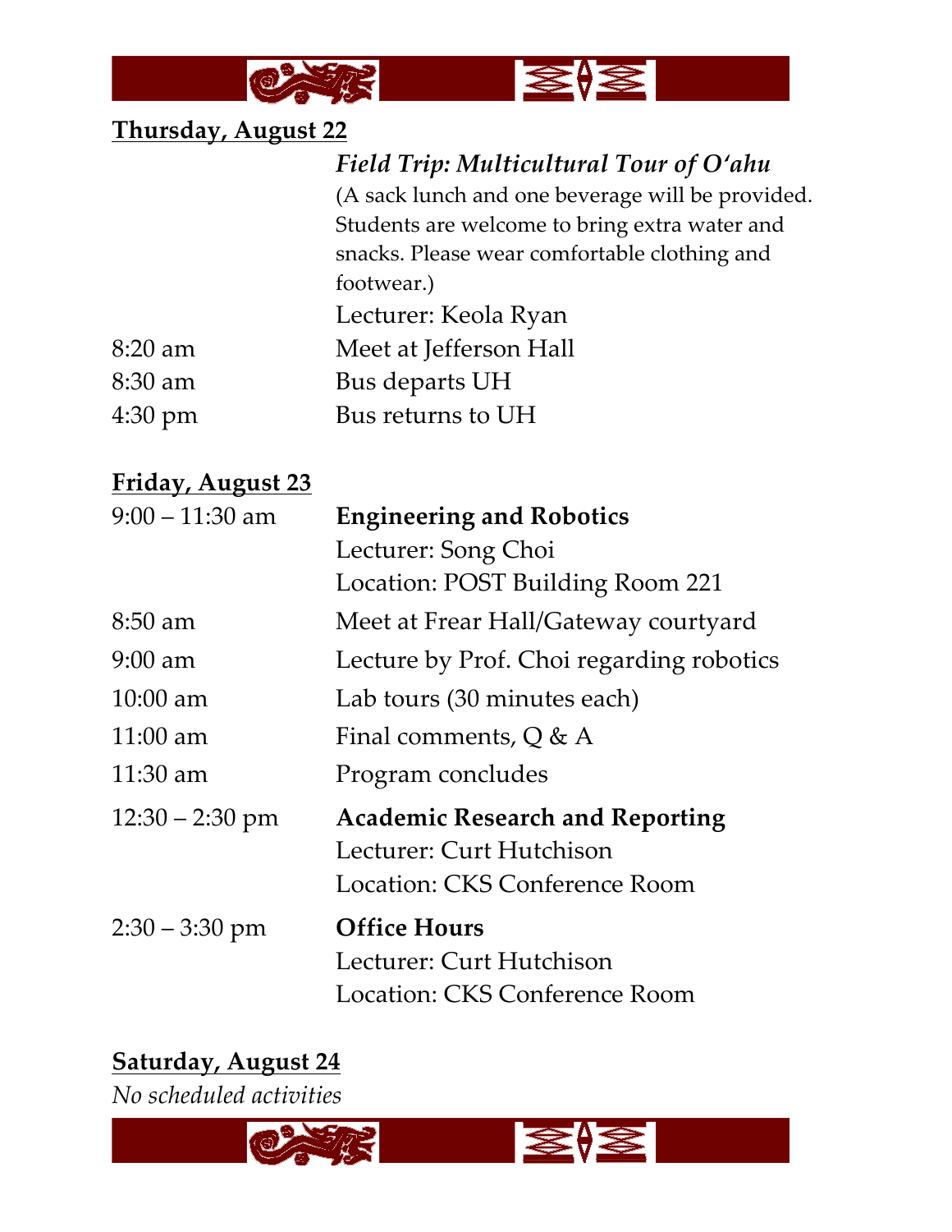**Thursday, August 22**

| | |
|---|---|
| | ***Field Trip: Multicultural Tour of Oʻahu*** |
| | (A sack lunch and one beverage will be provided. Students are welcome to bring extra water and snacks. Please wear comfortable clothing and footwear.) |
| | Lecturer: Keola Ryan |
| 8:20 am | Meet at Jefferson Hall |
| 8:30 am | Bus departs UH |
| 4:30 pm | Bus returns to UH |

**Friday, August 23**

| | |
|---|---|
| 9:00 – 11:30 am | **Engineering and Robotics** |
| | Lecturer: Song Choi |
| | Location: POST Building Room 221 |
| 8:50 am | Meet at Frear Hall/Gateway courtyard |
| 9:00 am | Lecture by Prof. Choi regarding robotics |
| 10:00 am | Lab tours (30 minutes each) |
| 11:00 am | Final comments, Q & A |
| 11:30 am | Program concludes |
| 12:30 – 2:30 pm | **Academic Research and Reporting** |
| | Lecturer: Curt Hutchison |
| | Location: CKS Conference Room |
| 2:30 – 3:30 pm | **Office Hours** |
| | Lecturer: Curt Hutchison |
| | Location: CKS Conference Room |

**Saturday, August 24**

*No scheduled activities*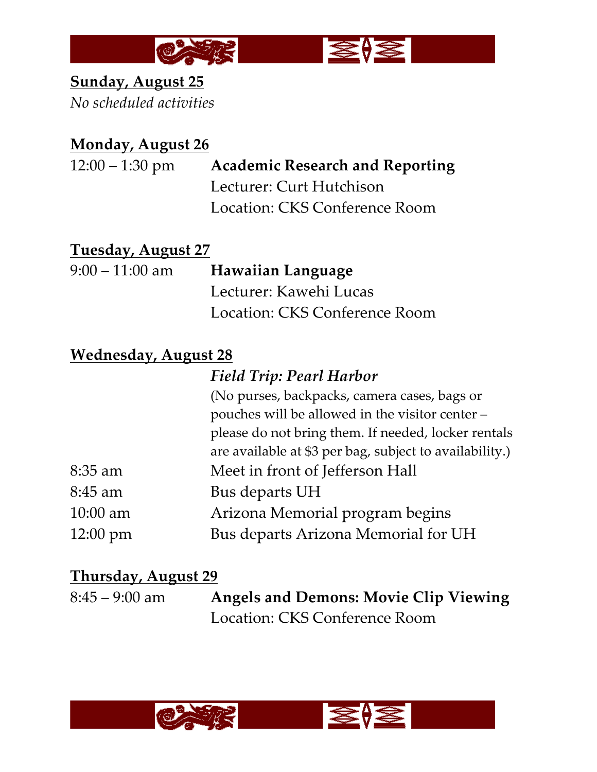**Sunday, August 25**

*No scheduled activities*

**Monday, August 26**

12:00 – 1:30 pm **Academic Research and Reporting**
Lecturer: Curt Hutchison
Location: CKS Conference Room

**Tuesday, August 27**

9:00 – 11:00 am **Hawaiian Language**
Lecturer: Kawehi Lucas
Location: CKS Conference Room

**Wednesday, August 28**

***Field Trip: Pearl Harbor***

(No purses, backpacks, camera cases, bags or pouches will be allowed in the visitor center – please do not bring them. If needed, locker rentals are available at $3 per bag, subject to availability.)

8:35 am Meet in front of Jefferson Hall
8:45 am Bus departs UH
10:00 am Arizona Memorial program begins
12:00 pm Bus departs Arizona Memorial for UH

**Thursday, August 29**

8:45 – 9:00 am **Angels and Demons: Movie Clip Viewing**
Location: CKS Conference Room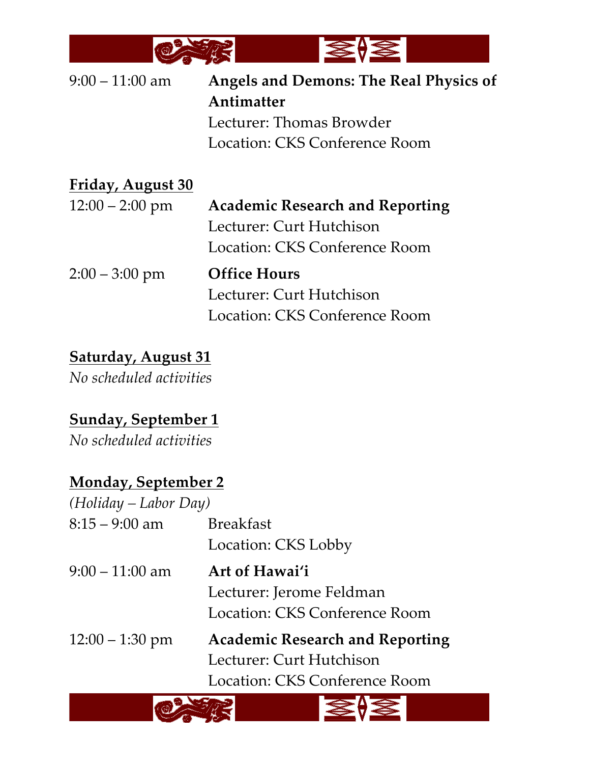9:00 – 11:00 am **Angels and Demons: The Real Physics of Antimatter**
Lecturer: Thomas Browder
Location: CKS Conference Room

**Friday, August 30**

12:00 – 2:00 pm **Academic Research and Reporting**
Lecturer: Curt Hutchison
Location: CKS Conference Room

2:00 – 3:00 pm **Office Hours**
Lecturer: Curt Hutchison
Location: CKS Conference Room

**Saturday, August 31**

*No scheduled activities*

**Sunday, September 1**

*No scheduled activities*

**Monday, September 2**

*(Holiday – Labor Day)*

8:15 – 9:00 am Breakfast
Location: CKS Lobby

9:00 – 11:00 am **Art of Hawaiʻi**
Lecturer: Jerome Feldman
Location: CKS Conference Room

12:00 – 1:30 pm **Academic Research and Reporting**
Lecturer: Curt Hutchison
Location: CKS Conference Room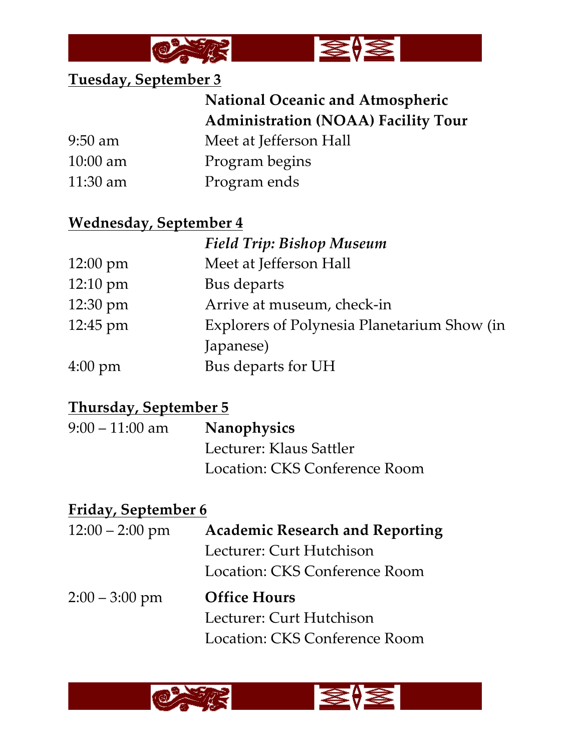**<u>Tuesday, September 3</u>**

| | |
|---|---|
| | **National Oceanic and Atmospheric Administration (NOAA) Facility Tour** |
| 9:50 am | Meet at Jefferson Hall |
| 10:00 am | Program begins |
| 11:30 am | Program ends |

**<u>Wednesday, September 4</u>**

| | |
|---|---|
| | ***Field Trip: Bishop Museum*** |
| 12:00 pm | Meet at Jefferson Hall |
| 12:10 pm | Bus departs |
| 12:30 pm | Arrive at museum, check-in |
| 12:45 pm | Explorers of Polynesia Planetarium Show (in Japanese) |
| 4:00 pm | Bus departs for UH |

**<u>Thursday, September 5</u>**

| | |
|---|---|
| 9:00 – 11:00 am | **Nanophysics**<br>Lecturer: Klaus Sattler<br>Location: CKS Conference Room |

**<u>Friday, September 6</u>**

| | |
|---|---|
| 12:00 – 2:00 pm | **Academic Research and Reporting**<br>Lecturer: Curt Hutchison<br>Location: CKS Conference Room |
| 2:00 – 3:00 pm | **Office Hours**<br>Lecturer: Curt Hutchison<br>Location: CKS Conference Room |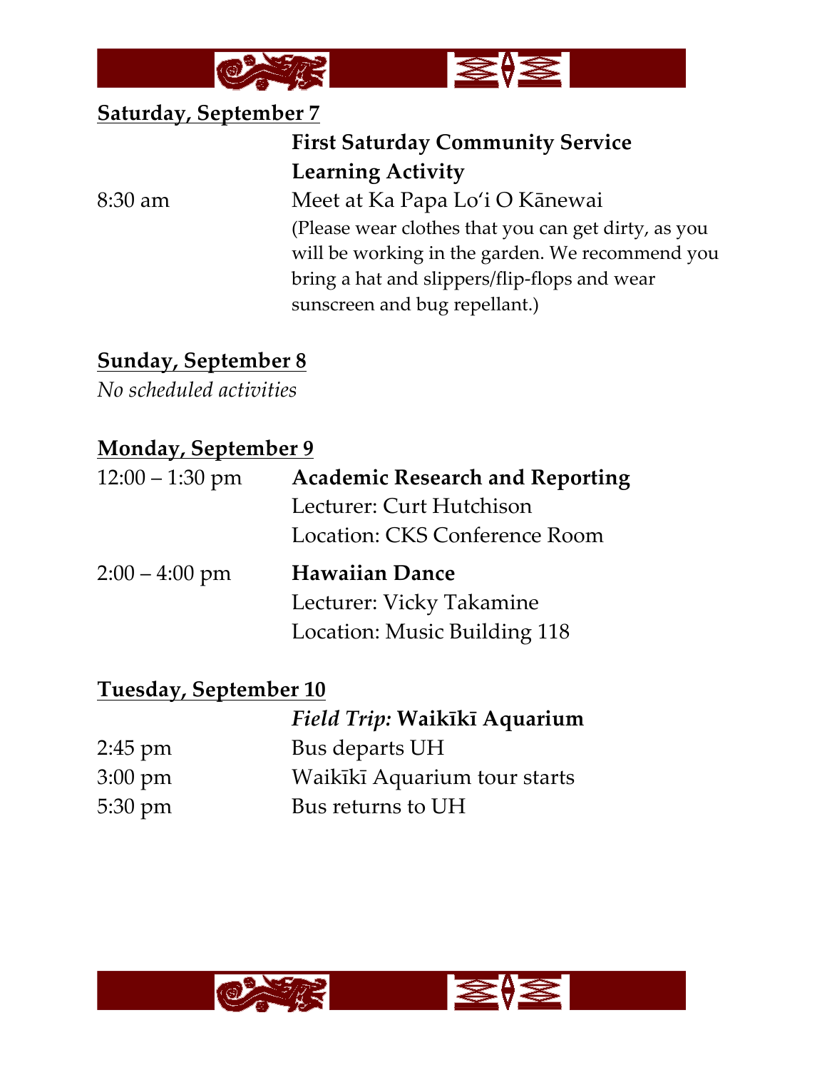**Saturday, September 7**

| | |
|---|---|
| | **First Saturday Community Service Learning Activity** |
| 8:30 am | Meet at Ka Papa Loʻi O Kānewai<br>(Please wear clothes that you can get dirty, as you will be working in the garden. We recommend you bring a hat and slippers/flip-flops and wear sunscreen and bug repellant.) |

**Sunday, September 8**

*No scheduled activities*

**Monday, September 9**

| | |
|---|---|
| 12:00 – 1:30 pm | **Academic Research and Reporting**<br>Lecturer: Curt Hutchison<br>Location: CKS Conference Room |
| 2:00 – 4:00 pm | **Hawaiian Dance**<br>Lecturer: Vicky Takamine<br>Location: Music Building 118 |

**Tuesday, September 10**

| | |
|---|---|
| | *Field Trip:* **Waikīkī Aquarium** |
| 2:45 pm | Bus departs UH |
| 3:00 pm | Waikīkī Aquarium tour starts |
| 5:30 pm | Bus returns to UH |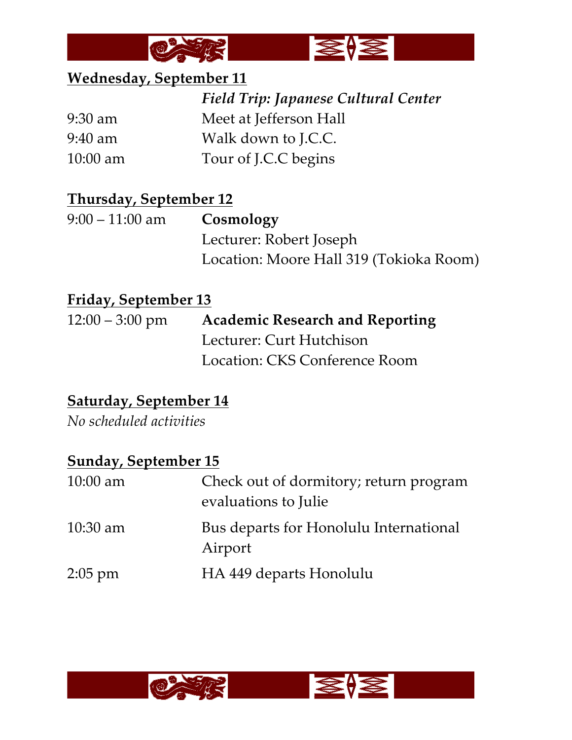**Wednesday, September 11**

| | |
|---|---|
| | ***Field Trip: Japanese Cultural Center*** |
| 9:30 am | Meet at Jefferson Hall |
| 9:40 am | Walk down to J.C.C. |
| 10:00 am | Tour of J.C.C begins |

**Thursday, September 12**

| | |
|---|---|
| 9:00 – 11:00 am | **Cosmology** |
| | Lecturer: Robert Joseph |
| | Location: Moore Hall 319 (Tokioka Room) |

**Friday, September 13**

| | |
|---|---|
| 12:00 – 3:00 pm | **Academic Research and Reporting** |
| | Lecturer: Curt Hutchison |
| | Location: CKS Conference Room |

**Saturday, September 14**

*No scheduled activities*

**Sunday, September 15**

| | |
|---|---|
| 10:00 am | Check out of dormitory; return program evaluations to Julie |
| 10:30 am | Bus departs for Honolulu International Airport |
| 2:05 pm | HA 449 departs Honolulu |